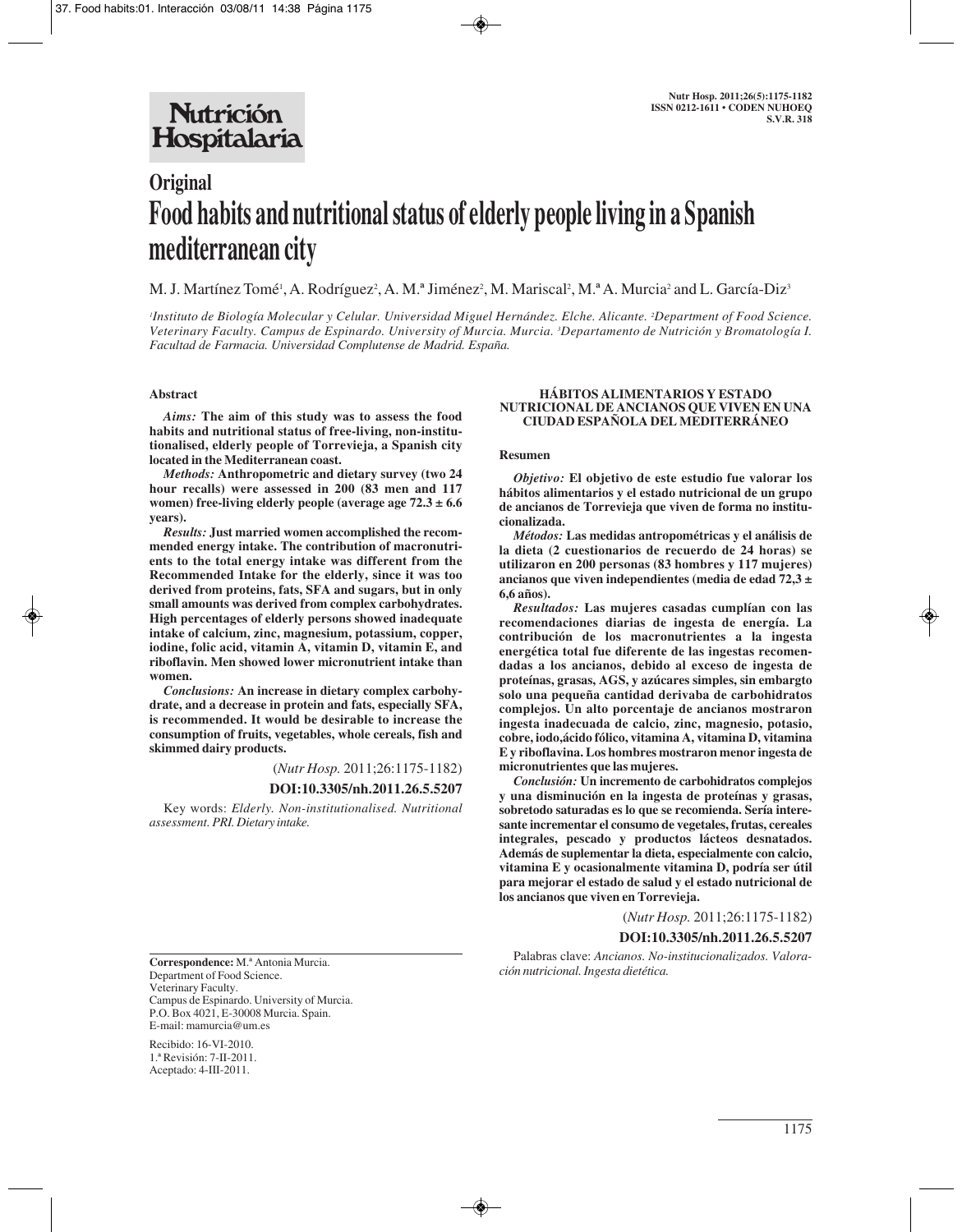# Original

# Food habits and nutritional status of elderly people living in a Spanish mediterranean city

M. J. Martínez Tomé[1], A. Rodríguez[2], A. M.ª Jiménez[2], M. Mariscal[2], M.ª A. Murcia[2] and L. García-Diz[3]

[1]*Instituto de Biología Molecular y Celular. Universidad Miguel Hernández. Elche. Alicante.* [2]*Department of Food Science. Veterinary Faculty. Campus de Espinardo. University of Murcia. Murcia.* [3]*Departamento de Nutrición y Bromatología I. Facultad de Farmacia. Universidad Complutense de Madrid. España.*

## Abstract

***Aims:*** **The aim of this study was to assess the food habits and nutritional status of free-living, non-institutionalised, elderly people of Torrevieja, a Spanish city located in the Mediterranean coast.**

***Methods:*** **Anthropometric and dietary survey (two 24 hour recalls) were assessed in 200 (83 men and 117 women) free-living elderly people (average age 72.3 ± 6.6 years).**

***Results:*** **Just married women accomplished the recommended energy intake. The contribution of macronutrients to the total energy intake was different from the Recommended Intake for the elderly, since it was too derived from proteins, fats, SFA and sugars, but in only small amounts was derived from complex carbohydrates. High percentages of elderly persons showed inadequate intake of calcium, zinc, magnesium, potassium, copper, iodine, folic acid, vitamin A, vitamin D, vitamin E, and riboflavin. Men showed lower micronutrient intake than women.**

***Conclusions:*** **An increase in dietary complex carbohydrate, and a decrease in protein and fats, especially SFA, is recommended. It would be desirable to increase the consumption of fruits, vegetables, whole cereals, fish and skimmed dairy products.**

(*Nutr Hosp.* 2011;26:1175-1182)

**DOI:10.3305/nh.2011.26.5.5207**

Key words: *Elderly. Non-institutionalised. Nutritional assessment. PRI. Dietary intake.*

## HÁBITOS ALIMENTARIOS Y ESTADO NUTRICIONAL DE ANCIANOS QUE VIVEN EN UNA CIUDAD ESPAÑOLA DEL MEDITERRÁNEO

### Resumen

***Objetivo:*** **El objetivo de este estudio fue valorar los hábitos alimentarios y el estado nutricional de un grupo de ancianos de Torrevieja que viven de forma no institucionalizada.**

***Métodos:*** **Las medidas antropométricas y el análisis de la dieta (2 cuestionarios de recuerdo de 24 horas) se utilizaron en 200 personas (83 hombres y 117 mujeres) ancianos que viven independientes (media de edad 72,3 ± 6,6 años).**

***Resultados:*** **Las mujeres casadas cumplían con las recomendaciones diarias de ingesta de energía. La contribución de los macronutrientes a la ingesta energética total fue diferente de las ingestas recomendadas a los ancianos, debido al exceso de ingesta de proteínas, grasas, AGS, y azúcares simples, sin embargto solo una pequeña cantidad derivaba de carbohidratos complejos. Un alto porcentaje de ancianos mostraron ingesta inadecuada de calcio, zinc, magnesio, potasio, cobre, iodo,ácido fólico, vitamina A, vitamina D, vitamina E y riboflavina. Los hombres mostraron menor ingesta de micronutrientes que las mujeres.**

***Conclusión:*** **Un incremento de carbohidratos complejos y una disminución en la ingesta de proteínas y grasas, sobretodo saturadas es lo que se recomienda. Sería interesante incrementar el consumo de vegetales, frutas, cereales integrales, pescado y productos lácteos desnatados. Además de suplementar la dieta, especialmente con calcio, vitamina E y ocasionalmente vitamina D, podría ser útil para mejorar el estado de salud y el estado nutricional de los ancianos que viven en Torrevieja.**

(*Nutr Hosp.* 2011;26:1175-1182)

**DOI:10.3305/nh.2011.26.5.5207**

Palabras clave: *Ancianos. No-institucionalizados. Valoración nutricional. Ingesta dietética.*

---

**Correspondence:** M.ª Antonia Murcia.
Department of Food Science.
Veterinary Faculty.
Campus de Espinardo. University of Murcia.
P.O. Box 4021, E-30008 Murcia. Spain.
E-mail: mamurcia@um.es

Recibido: 16-VI-2010.
1.ª Revisión: 7-II-2011.
Aceptado: 4-III-2011.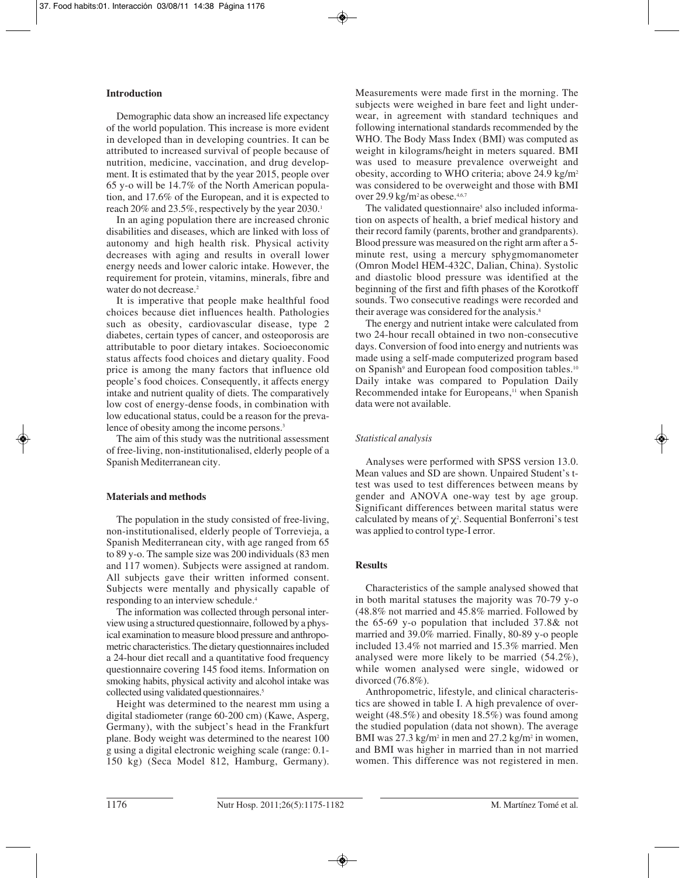## Introduction

Demographic data show an increased life expectancy of the world population. This increase is more evident in developed than in developing countries. It can be attributed to increased survival of people because of nutrition, medicine, vaccination, and drug development. It is estimated that by the year 2015, people over 65 y-o will be 14.7% of the North American population, and 17.6% of the European, and it is expected to reach 20% and 23.5%, respectively by the year 2030.[1]

In an aging population there are increased chronic disabilities and diseases, which are linked with loss of autonomy and high health risk. Physical activity decreases with aging and results in overall lower energy needs and lower caloric intake. However, the requirement for protein, vitamins, minerals, fibre and water do not decrease.[2]

It is imperative that people make healthful food choices because diet influences health. Pathologies such as obesity, cardiovascular disease, type 2 diabetes, certain types of cancer, and osteoporosis are attributable to poor dietary intakes. Socioeconomic status affects food choices and dietary quality. Food price is among the many factors that influence old people's food choices. Consequently, it affects energy intake and nutrient quality of diets. The comparatively low cost of energy-dense foods, in combination with low educational status, could be a reason for the prevalence of obesity among the income persons.[3]

The aim of this study was the nutritional assessment of free-living, non-institutionalised, elderly people of a Spanish Mediterranean city.

## Materials and methods

The population in the study consisted of free-living, non-institutionalised, elderly people of Torrevieja, a Spanish Mediterranean city, with age ranged from 65 to 89 y-o. The sample size was 200 individuals (83 men and 117 women). Subjects were assigned at random. All subjects gave their written informed consent. Subjects were mentally and physically capable of responding to an interview schedule.[4]

The information was collected through personal interview using a structured questionnaire, followed by a physical examination to measure blood pressure and anthropometric characteristics. The dietary questionnaires included a 24-hour diet recall and a quantitative food frequency questionnaire covering 145 food items. Information on smoking habits, physical activity and alcohol intake was collected using validated questionnaires.[5]

Height was determined to the nearest mm using a digital stadiometer (range 60-200 cm) (Kawe, Asperg, Germany), with the subject's head in the Frankfurt plane. Body weight was determined to the nearest 100 g using a digital electronic weighing scale (range: 0.1-150 kg) (Seca Model 812, Hamburg, Germany). Measurements were made first in the morning. The subjects were weighed in bare feet and light underwear, in agreement with standard techniques and following international standards recommended by the WHO. The Body Mass Index (BMI) was computed as weight in kilograms/height in meters squared. BMI was used to measure prevalence overweight and obesity, according to WHO criteria; above 24.9 kg/m$^2$ was considered to be overweight and those with BMI over 29.9 kg/m$^2$ as obese.[4,6,7]

The validated questionnaire[5] also included information on aspects of health, a brief medical history and their record family (parents, brother and grandparents). Blood pressure was measured on the right arm after a 5-minute rest, using a mercury sphygmomanometer (Omron Model HEM-432C, Dalian, China). Systolic and diastolic blood pressure was identified at the beginning of the first and fifth phases of the Korotkoff sounds. Two consecutive readings were recorded and their average was considered for the analysis.[8]

The energy and nutrient intake were calculated from two 24-hour recall obtained in two non-consecutive days. Conversion of food into energy and nutrients was made using a self-made computerized program based on Spanish[9] and European food composition tables.[10] Daily intake was compared to Population Daily Recommended intake for Europeans,[11] when Spanish data were not available.

### *Statistical analysis*

Analyses were performed with SPSS version 13.0. Mean values and SD are shown. Unpaired Student's t-test was used to test differences between means by gender and ANOVA one-way test by age group. Significant differences between marital status were calculated by means of $\chi^2$. Sequential Bonferroni's test was applied to control type-I error.

## Results

Characteristics of the sample analysed showed that in both marital statuses the majority was 70-79 y-o (48.8% not married and 45.8% married. Followed by the 65-69 y-o population that included 37.8& not married and 39.0% married. Finally, 80-89 y-o people included 13.4% not married and 15.3% married. Men analysed were more likely to be married (54.2%), while women analysed were single, widowed or divorced (76.8%).

Anthropometric, lifestyle, and clinical characteristics are showed in table I. A high prevalence of overweight (48.5%) and obesity 18.5%) was found among the studied population (data not shown). The average BMI was 27.3 kg/m$^2$ in men and 27.2 kg/m$^2$ in women, and BMI was higher in married than in not married women. This difference was not registered in men.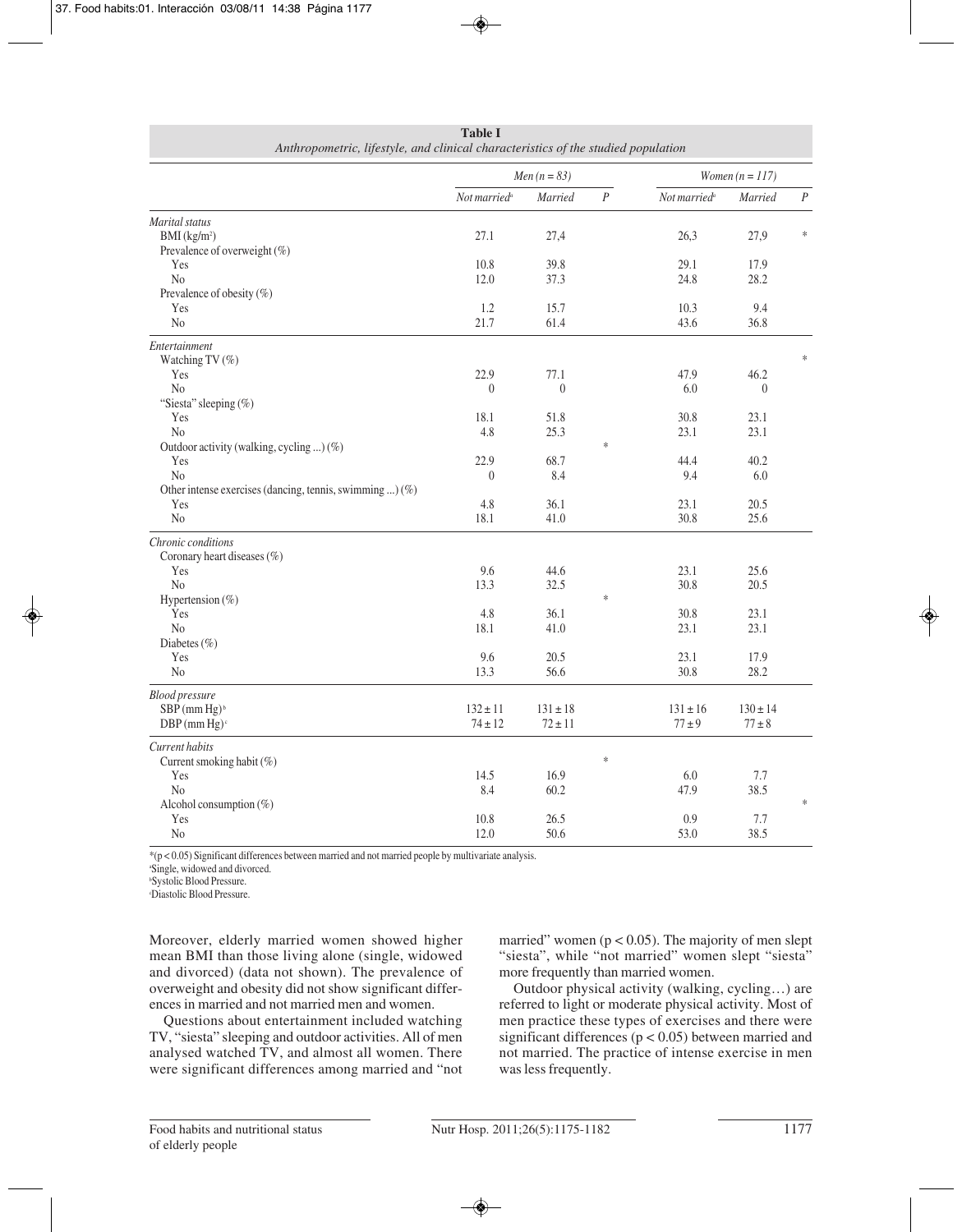**Table I**
*Anthropometric, lifestyle, and clinical characteristics of the studied population*

| | *Men (n = 83)* | | | *Women (n = 117)* | | |
|---|---|---|---|---|---|---|
| | *Not married*[a] | *Married* | *P* | *Not married*[a] | *Married* | *P* |
| *Marital status* | | | | | | |
| BMI (kg/m²) | 27.1 | 27,4 | | 26,3 | 27,9 | * |
| Prevalence of overweight (%) | | | | | | |
| Yes | 10.8 | 39.8 | | 29.1 | 17.9 | |
| No | 12.0 | 37.3 | | 24.8 | 28.2 | |
| Prevalence of obesity (%) | | | | | | |
| Yes | 1.2 | 15.7 | | 10.3 | 9.4 | |
| No | 21.7 | 61.4 | | 43.6 | 36.8 | |
| *Entertainment* | | | | | | |
| Watching TV (%) | | | | | | * |
| Yes | 22.9 | 77.1 | | 47.9 | 46.2 | |
| No | 0 | 0 | | 6.0 | 0 | |
| "Siesta" sleeping (%) | | | | | | |
| Yes | 18.1 | 51.8 | | 30.8 | 23.1 | |
| No | 4.8 | 25.3 | | 23.1 | 23.1 | |
| Outdoor activity (walking, cycling ...) (%) | | | * | | | |
| Yes | 22.9 | 68.7 | | 44.4 | 40.2 | |
| No | 0 | 8.4 | | 9.4 | 6.0 | |
| Other intense exercises (dancing, tennis, swimming ...) (%) | | | | | | |
| Yes | 4.8 | 36.1 | | 23.1 | 20.5 | |
| No | 18.1 | 41.0 | | 30.8 | 25.6 | |
| *Chronic conditions* | | | | | | |
| Coronary heart diseases (%) | | | | | | |
| Yes | 9.6 | 44.6 | | 23.1 | 25.6 | |
| No | 13.3 | 32.5 | | 30.8 | 20.5 | |
| Hypertension (%) | | | * | | | |
| Yes | 4.8 | 36.1 | | 30.8 | 23.1 | |
| No | 18.1 | 41.0 | | 23.1 | 23.1 | |
| Diabetes (%) | | | | | | |
| Yes | 9.6 | 20.5 | | 23.1 | 17.9 | |
| No | 13.3 | 56.6 | | 30.8 | 28.2 | |
| *Blood pressure* | | | | | | |
| SBP (mm Hg)[b] | 132 ± 11 | 131 ± 18 | | 131 ± 16 | 130 ± 14 | |
| DBP (mm Hg)[c] | 74 ± 12 | 72 ± 11 | | 77 ± 9 | 77 ± 8 | |
| *Current habits* | | | | | | |
| Current smoking habit (%) | | | * | | | |
| Yes | 14.5 | 16.9 | | 6.0 | 7.7 | |
| No | 8.4 | 60.2 | | 47.9 | 38.5 | |
| Alcohol consumption (%) | | | | | | * |
| Yes | 10.8 | 26.5 | | 0.9 | 7.7 | |
| No | 12.0 | 50.6 | | 53.0 | 38.5 | |

*($p < 0.05$) Significant differences between married and not married people by multivariate analysis.
[a]Single, widowed and divorced.
[b]Systolic Blood Pressure.
[c]Diastolic Blood Pressure.

Moreover, elderly married women showed higher mean BMI than those living alone (single, widowed and divorced) (data not shown). The prevalence of overweight and obesity did not show significant differences in married and not married men and women.

Questions about entertainment included watching TV, "siesta" sleeping and outdoor activities. All of men analysed watched TV, and almost all women. There were significant differences among married and "not married" women ($p < 0.05$). The majority of men slept "siesta", while "not married" women slept "siesta" more frequently than married women.

Outdoor physical activity (walking, cycling…) are referred to light or moderate physical activity. Most of men practice these types of exercises and there were significant differences ($p < 0.05$) between married and not married. The practice of intense exercise in men was less frequently.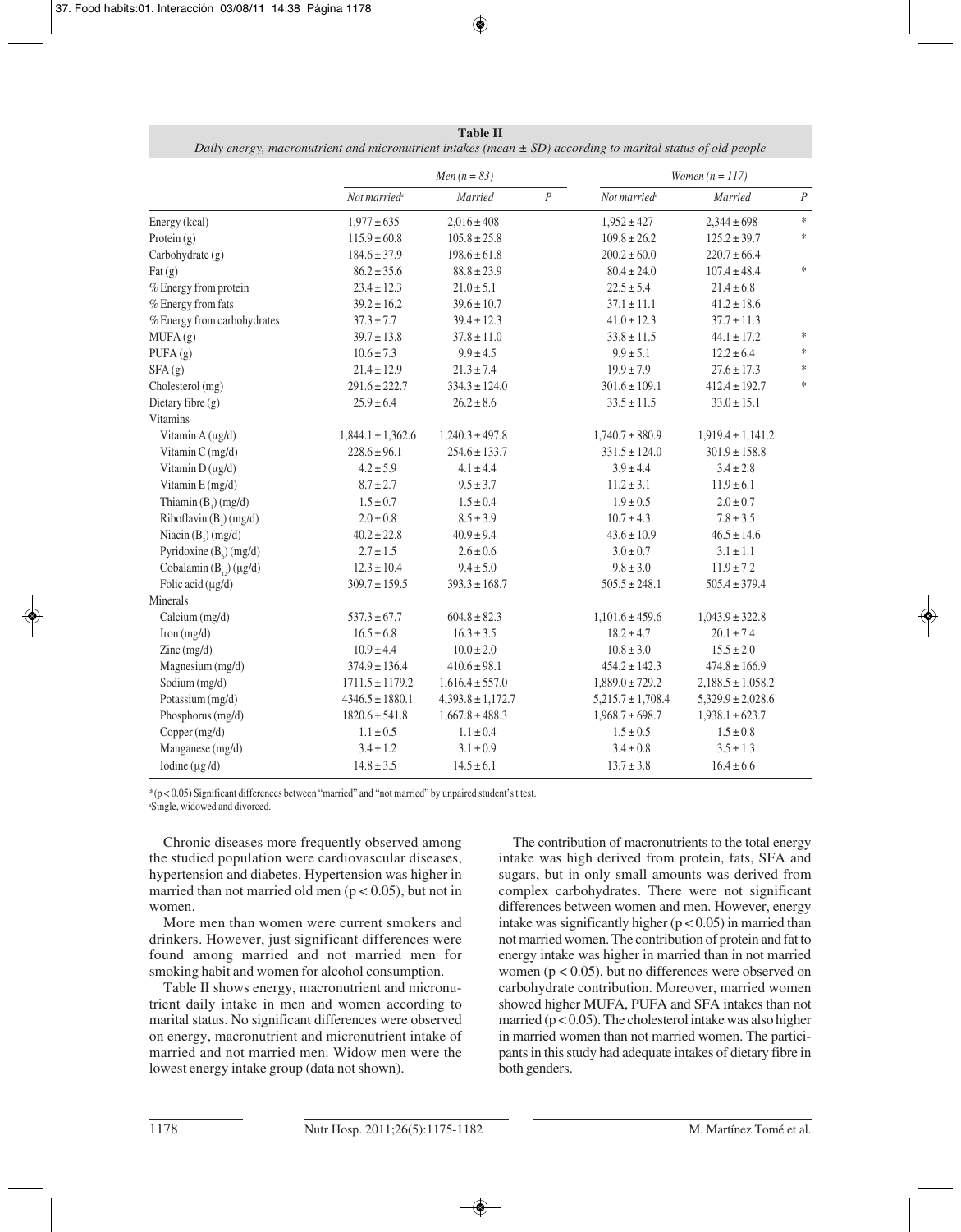**Table II**
*Daily energy, macronutrient and micronutrient intakes (mean ± SD) according to marital status of old people*

| | Men (n = 83) | | | Women (n = 117) | | |
|---|---|---|---|---|---|---|
| | Not married[a] | Married | P | Not married[a] | Married | P |
| Energy (kcal) | 1,977 ± 635 | 2,016 ± 408 | | 1,952 ± 427 | 2,344 ± 698 | * |
| Protein (g) | 115.9 ± 60.8 | 105.8 ± 25.8 | | 109.8 ± 26.2 | 125.2 ± 39.7 | * |
| Carbohydrate (g) | 184.6 ± 37.9 | 198.6 ± 61.8 | | 200.2 ± 60.0 | 220.7 ± 66.4 | |
| Fat (g) | 86.2 ± 35.6 | 88.8 ± 23.9 | | 80.4 ± 24.0 | 107.4 ± 48.4 | * |
| % Energy from protein | 23.4 ± 12.3 | 21.0 ± 5.1 | | 22.5 ± 5.4 | 21.4 ± 6.8 | |
| % Energy from fats | 39.2 ± 16.2 | 39.6 ± 10.7 | | 37.1 ± 11.1 | 41.2 ± 18.6 | |
| % Energy from carbohydrates | 37.3 ± 7.7 | 39.4 ± 12.3 | | 41.0 ± 12.3 | 37.7 ± 11.3 | |
| MUFA (g) | 39.7 ± 13.8 | 37.8 ± 11.0 | | 33.8 ± 11.5 | 44.1 ± 17.2 | * |
| PUFA (g) | 10.6 ± 7.3 | 9.9 ± 4.5 | | 9.9 ± 5.1 | 12.2 ± 6.4 | * |
| SFA (g) | 21.4 ± 12.9 | 21.3 ± 7.4 | | 19.9 ± 7.9 | 27.6 ± 17.3 | * |
| Cholesterol (mg) | 291.6 ± 222.7 | 334.3 ± 124.0 | | 301.6 ± 109.1 | 412.4 ± 192.7 | * |
| Dietary fibre (g) | 25.9 ± 6.4 | 26.2 ± 8.6 | | 33.5 ± 11.5 | 33.0 ± 15.1 | |
| Vitamins | | | | | | |
| Vitamin A (μg/d) | 1,844.1 ± 1,362.6 | 1,240.3 ± 497.8 | | 1,740.7 ± 880.9 | 1,919.4 ± 1,141.2 | |
| Vitamin C (mg/d) | 228.6 ± 96.1 | 254.6 ± 133.7 | | 331.5 ± 124.0 | 301.9 ± 158.8 | |
| Vitamin D (μg/d) | 4.2 ± 5.9 | 4.1 ± 4.4 | | 3.9 ± 4.4 | 3.4 ± 2.8 | |
| Vitamin E (mg/d) | 8.7 ± 2.7 | 9.5 ± 3.7 | | 11.2 ± 3.1 | 11.9 ± 6.1 | |
| Thiamin ($B_1$) (mg/d) | 1.5 ± 0.7 | 1.5 ± 0.4 | | 1.9 ± 0.5 | 2.0 ± 0.7 | |
| Riboflavin ($B_2$) (mg/d) | 2.0 ± 0.8 | 8.5 ± 3.9 | | 10.7 ± 4.3 | 7.8 ± 3.5 | |
| Niacin ($B_3$) (mg/d) | 40.2 ± 22.8 | 40.9 ± 9.4 | | 43.6 ± 10.9 | 46.5 ± 14.6 | |
| Pyridoxine ($B_6$) (mg/d) | 2.7 ± 1.5 | 2.6 ± 0.6 | | 3.0 ± 0.7 | 3.1 ± 1.1 | |
| Cobalamin ($B_{12}$) (μg/d) | 12.3 ± 10.4 | 9.4 ± 5.0 | | 9.8 ± 3.0 | 11.9 ± 7.2 | |
| Folic acid (μg/d) | 309.7 ± 159.5 | 393.3 ± 168.7 | | 505.5 ± 248.1 | 505.4 ± 379.4 | |
| Minerals | | | | | | |
| Calcium (mg/d) | 537.3 ± 67.7 | 604.8 ± 82.3 | | 1,101.6 ± 459.6 | 1,043.9 ± 322.8 | |
| Iron (mg/d) | 16.5 ± 6.8 | 16.3 ± 3.5 | | 18.2 ± 4.7 | 20.1 ± 7.4 | |
| Zinc (mg/d) | 10.9 ± 4.4 | 10.0 ± 2.0 | | 10.8 ± 3.0 | 15.5 ± 2.0 | |
| Magnesium (mg/d) | 374.9 ± 136.4 | 410.6 ± 98.1 | | 454.2 ± 142.3 | 474.8 ± 166.9 | |
| Sodium (mg/d) | 1711.5 ± 1179.2 | 1,616.4 ± 557.0 | | 1,889.0 ± 729.2 | 2,188.5 ± 1,058.2 | |
| Potassium (mg/d) | 4346.5 ± 1880.1 | 4,393.8 ± 1,172.7 | | 5,215.7 ± 1,708.4 | 5,329.9 ± 2,028.6 | |
| Phosphorus (mg/d) | 1820.6 ± 541.8 | 1,667.8 ± 488.3 | | 1,968.7 ± 698.7 | 1,938.1 ± 623.7 | |
| Copper (mg/d) | 1.1 ± 0.5 | 1.1 ± 0.4 | | 1.5 ± 0.5 | 1.5 ± 0.8 | |
| Manganese (mg/d) | 3.4 ± 1.2 | 3.1 ± 0.9 | | 3.4 ± 0.8 | 3.5 ± 1.3 | |
| Iodine (μg /d) | 14.8 ± 3.5 | 14.5 ± 6.1 | | 13.7 ± 3.8 | 16.4 ± 6.6 | |

*($p < 0.05$) Significant differences between "married" and "not married" by unpaired student's t test.
[a]Single, widowed and divorced.

Chronic diseases more frequently observed among the studied population were cardiovascular diseases, hypertension and diabetes. Hypertension was higher in married than not married old men ($p < 0.05$), but not in women.

More men than women were current smokers and drinkers. However, just significant differences were found among married and not married men for smoking habit and women for alcohol consumption.

Table II shows energy, macronutrient and micronutrient daily intake in men and women according to marital status. No significant differences were observed on energy, macronutrient and micronutrient intake of married and not married men. Widow men were the lowest energy intake group (data not shown).

The contribution of macronutrients to the total energy intake was high derived from protein, fats, SFA and sugars, but in only small amounts was derived from complex carbohydrates. There were not significant differences between women and men. However, energy intake was significantly higher ($p < 0.05$) in married than not married women. The contribution of protein and fat to energy intake was higher in married than in not married women ($p < 0.05$), but no differences were observed on carbohydrate contribution. Moreover, married women showed higher MUFA, PUFA and SFA intakes than not married ($p < 0.05$). The cholesterol intake was also higher in married women than not married women. The participants in this study had adequate intakes of dietary fibre in both genders.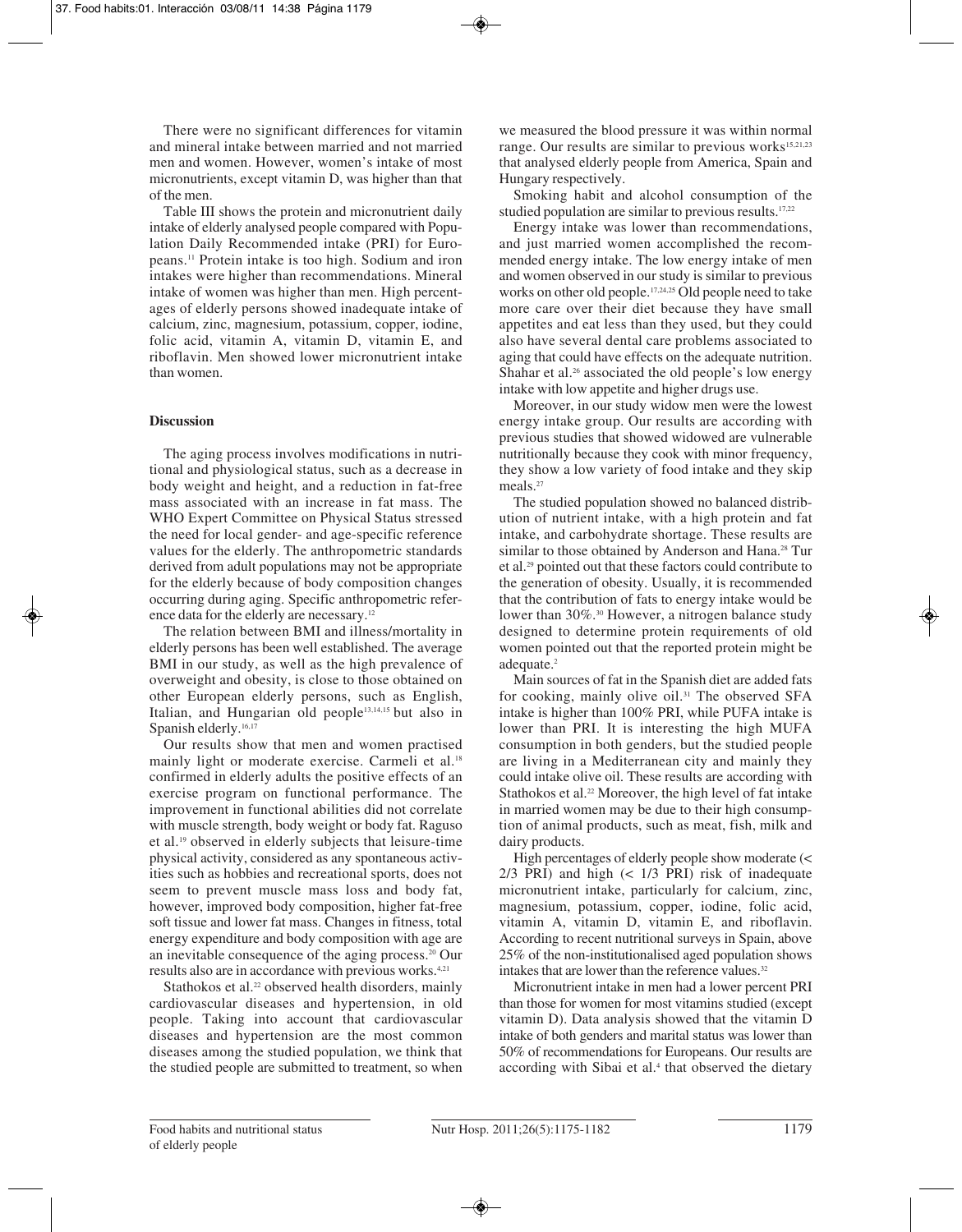There were no significant differences for vitamin and mineral intake between married and not married men and women. However, women's intake of most micronutrients, except vitamin D, was higher than that of the men.

Table III shows the protein and micronutrient daily intake of elderly analysed people compared with Population Daily Recommended intake (PRI) for Europeans.[11] Protein intake is too high. Sodium and iron intakes were higher than recommendations. Mineral intake of women was higher than men. High percentages of elderly persons showed inadequate intake of calcium, zinc, magnesium, potassium, copper, iodine, folic acid, vitamin A, vitamin D, vitamin E, and riboflavin. Men showed lower micronutrient intake than women.

## Discussion

The aging process involves modifications in nutritional and physiological status, such as a decrease in body weight and height, and a reduction in fat-free mass associated with an increase in fat mass. The WHO Expert Committee on Physical Status stressed the need for local gender- and age-specific reference values for the elderly. The anthropometric standards derived from adult populations may not be appropriate for the elderly because of body composition changes occurring during aging. Specific anthropometric reference data for the elderly are necessary.[12]

The relation between BMI and illness/mortality in elderly persons has been well established. The average BMI in our study, as well as the high prevalence of overweight and obesity, is close to those obtained on other European elderly persons, such as English, Italian, and Hungarian old people[13,14,15] but also in Spanish elderly.[16,17]

Our results show that men and women practised mainly light or moderate exercise. Carmeli et al.[18] confirmed in elderly adults the positive effects of an exercise program on functional performance. The improvement in functional abilities did not correlate with muscle strength, body weight or body fat. Raguso et al.[19] observed in elderly subjects that leisure-time physical activity, considered as any spontaneous activities such as hobbies and recreational sports, does not seem to prevent muscle mass loss and body fat, however, improved body composition, higher fat-free soft tissue and lower fat mass. Changes in fitness, total energy expenditure and body composition with age are an inevitable consequence of the aging process.[20] Our results also are in accordance with previous works.[4,21]

Stathokos et al.[22] observed health disorders, mainly cardiovascular diseases and hypertension, in old people. Taking into account that cardiovascular diseases and hypertension are the most common diseases among the studied population, we think that the studied people are submitted to treatment, so when we measured the blood pressure it was within normal range. Our results are similar to previous works[15,21,23] that analysed elderly people from America, Spain and Hungary respectively.

Smoking habit and alcohol consumption of the studied population are similar to previous results.[17,22]

Energy intake was lower than recommendations, and just married women accomplished the recommended energy intake. The low energy intake of men and women observed in our study is similar to previous works on other old people.[17,24,25] Old people need to take more care over their diet because they have small appetites and eat less than they used, but they could also have several dental care problems associated to aging that could have effects on the adequate nutrition. Shahar et al.[26] associated the old people's low energy intake with low appetite and higher drugs use.

Moreover, in our study widow men were the lowest energy intake group. Our results are according with previous studies that showed widowed are vulnerable nutritionally because they cook with minor frequency, they show a low variety of food intake and they skip meals.[27]

The studied population showed no balanced distribution of nutrient intake, with a high protein and fat intake, and carbohydrate shortage. These results are similar to those obtained by Anderson and Hana.[28] Tur et al.[29] pointed out that these factors could contribute to the generation of obesity. Usually, it is recommended that the contribution of fats to energy intake would be lower than 30%.[30] However, a nitrogen balance study designed to determine protein requirements of old women pointed out that the reported protein might be adequate.[2]

Main sources of fat in the Spanish diet are added fats for cooking, mainly olive oil.[31] The observed SFA intake is higher than 100% PRI, while PUFA intake is lower than PRI. It is interesting the high MUFA consumption in both genders, but the studied people are living in a Mediterranean city and mainly they could intake olive oil. These results are according with Stathokos et al.[22] Moreover, the high level of fat intake in married women may be due to their high consumption of animal products, such as meat, fish, milk and dairy products.

High percentages of elderly people show moderate (< 2/3 PRI) and high (< 1/3 PRI) risk of inadequate micronutrient intake, particularly for calcium, zinc, magnesium, potassium, copper, iodine, folic acid, vitamin A, vitamin D, vitamin E, and riboflavin. According to recent nutritional surveys in Spain, above 25% of the non-institutionalised aged population shows intakes that are lower than the reference values.[32]

Micronutrient intake in men had a lower percent PRI than those for women for most vitamins studied (except vitamin D). Data analysis showed that the vitamin D intake of both genders and marital status was lower than 50% of recommendations for Europeans. Our results are according with Sibai et al.[4] that observed the dietary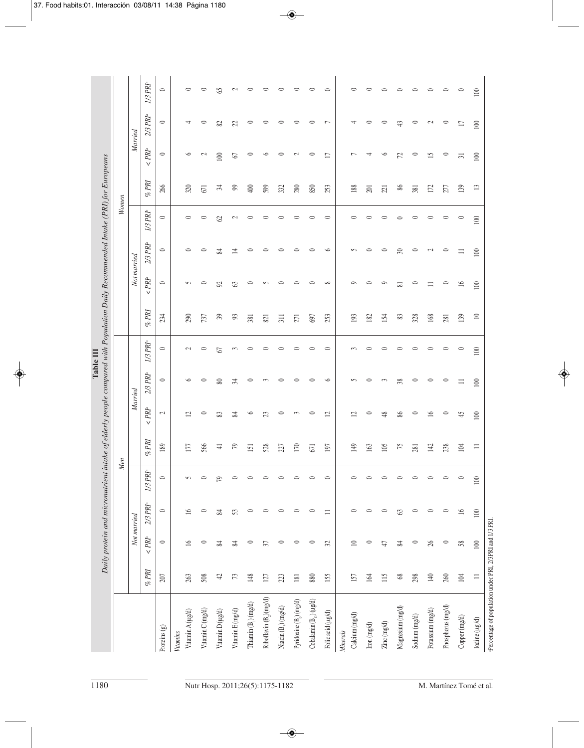**Table III**
*Daily protein and micronutrient intake of elderly people compared with Population Daily Recommended Intake (PRI) for Europeans*

| | Men | | | | | | | | Women | | | | | | | |
|---|---|---|---|---|---|---|---|---|---|---|---|---|---|---|---|---|
| | Not married | | | | Married | | | | Not married | | | | Married | | | |
| | % PRI | < PRI[a] | 2/3 PRI[a] | 1/3 PRI[a] | % PRI | < PRI[a] | 2/3 PRI[a] | 1/3 PRI[a] | % PRI | < PRI[a] | 2/3 PRI[a] | 1/3 PRI[a] | % PRI | < PRI[a] | 2/3 PRI[a] | 1/3 PRI[a] |
| Proteins (g) | 207 | 0 | 0 | 0 | 189 | 2 | 0 | 0 | 234 | 0 | 0 | 0 | 266 | 0 | 0 | 0 |
| *Vitamins* | | | | | | | | | | | | | | | | |
| Vitamin A (µg/d) | 263 | 16 | 16 | 5 | 177 | 12 | 6 | 2 | 290 | 5 | 0 | 0 | 320 | 6 | 4 | 0 |
| Vitamin C (mg/d) | 508 | 0 | 0 | 0 | 566 | 0 | 0 | 0 | 737 | 0 | 0 | 0 | 671 | 2 | 0 | 0 |
| Vitamin D (µg/d) | 42 | 84 | 84 | 79 | 41 | 83 | 80 | 67 | 39 | 92 | 84 | 62 | 34 | 100 | 82 | 65 |
| Vitamin E (mg/d) | 73 | 84 | 53 | 0 | 79 | 84 | 34 | 3 | 93 | 63 | 14 | 2 | 99 | 67 | 22 | 2 |
| Thiamin ($B_1$) (mg/d) | 148 | 0 | 0 | 0 | 151 | 6 | 0 | 0 | 381 | 0 | 0 | 0 | 400 | 0 | 0 | 0 |
| Riboflavin ($B_2$) (mg/d) | 127 | 37 | 0 | 0 | 528 | 23 | 3 | 0 | 821 | 5 | 0 | 0 | 599 | 6 | 0 | 0 |
| Niacin ($B_3$) (mg/d) | 223 | 0 | 0 | 0 | 227 | 0 | 0 | 0 | 311 | 0 | 0 | 0 | 332 | 0 | 0 | 0 |
| Pyridoxine ($B_6$) (mg/d) | 181 | 0 | 0 | 0 | 170 | 3 | 0 | 0 | 271 | 0 | 0 | 0 | 280 | 2 | 0 | 0 |
| Cobalamin ($B_{12}$) (µg/d) | 880 | 0 | 0 | 0 | 671 | 0 | 0 | 0 | 697 | 0 | 0 | 0 | 850 | 0 | 0 | 0 |
| Folic acid (µg/d) | 155 | 32 | 11 | 0 | 197 | 12 | 6 | 0 | 253 | 8 | 6 | 0 | 253 | 17 | 7 | 0 |
| *Minerals* | | | | | | | | | | | | | | | | |
| Calcium (mg/d) | 157 | 10 | 0 | 0 | 149 | 12 | 5 | 3 | 193 | 9 | 5 | 0 | 188 | 7 | 4 | 0 |
| Iron (mg/d) | 164 | 0 | 0 | 0 | 163 | 0 | 0 | 0 | 182 | 0 | 0 | 0 | 201 | 4 | 0 | 0 |
| Zinc (mg/d) | 115 | 47 | 0 | 0 | 105 | 48 | 3 | 0 | 154 | 9 | 0 | 0 | 221 | 6 | 0 | 0 |
| Magnesium (mg/d) | 68 | 84 | 63 | 0 | 75 | 86 | 38 | 0 | 83 | 81 | 30 | 0 | 86 | 72 | 43 | 0 |
| Sodium (mg/d) | 298 | 0 | 0 | 0 | 281 | 0 | 0 | 0 | 328 | 0 | 0 | 0 | 381 | 0 | 0 | 0 |
| Potassium (mg/d) | 140 | 26 | 0 | 0 | 142 | 16 | 0 | 0 | 168 | 11 | 2 | 0 | 172 | 15 | 2 | 0 |
| Phosphorus (mg/d) | 260 | 0 | 0 | 0 | 238 | 0 | 0 | 0 | 281 | 0 | 0 | 0 | 277 | 0 | 0 | 0 |
| Copper (mg/d) | 104 | 58 | 16 | 0 | 104 | 45 | 11 | 0 | 139 | 16 | 11 | 0 | 139 | 31 | 17 | 0 |
| Iodine (µg/d) | 11 | 100 | 100 | 100 | 11 | 100 | 100 | 100 | 10 | 100 | 100 | 100 | 13 | 100 | 100 | 100 |

[a]Percentage of population under PRI, 2/3PRI and 1/3 PRI.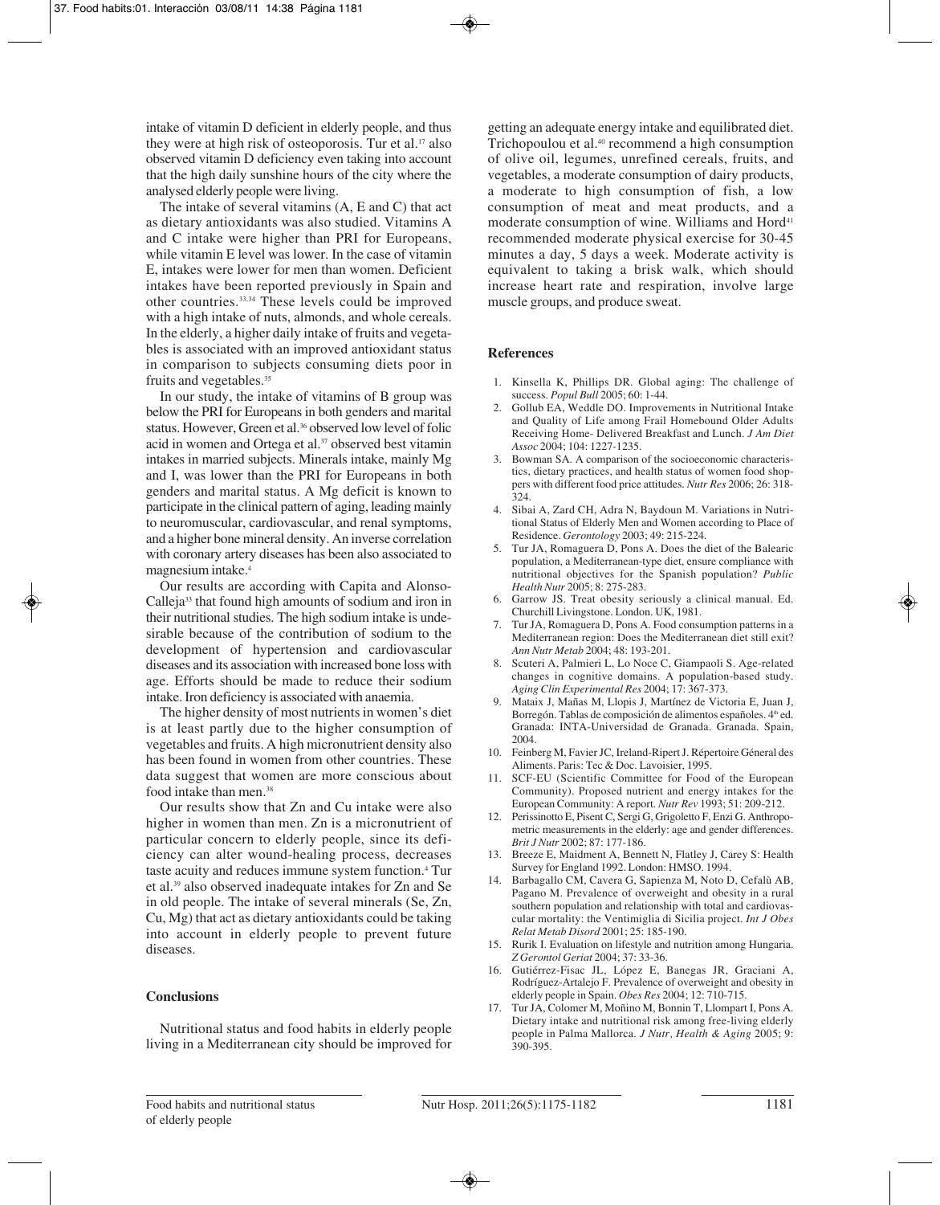intake of vitamin D deficient in elderly people, and thus they were at high risk of osteoporosis. Tur et al.[17] also observed vitamin D deficiency even taking into account that the high daily sunshine hours of the city where the analysed elderly people were living.

The intake of several vitamins (A, E and C) that act as dietary antioxidants was also studied. Vitamins A and C intake were higher than PRI for Europeans, while vitamin E level was lower. In the case of vitamin E, intakes were lower for men than women. Deficient intakes have been reported previously in Spain and other countries.[33,34] These levels could be improved with a high intake of nuts, almonds, and whole cereals. In the elderly, a higher daily intake of fruits and vegetables is associated with an improved antioxidant status in comparison to subjects consuming diets poor in fruits and vegetables.[35]

In our study, the intake of vitamins of B group was below the PRI for Europeans in both genders and marital status. However, Green et al.[36] observed low level of folic acid in women and Ortega et al.[37] observed best vitamin intakes in married subjects. Minerals intake, mainly Mg and I, was lower than the PRI for Europeans in both genders and marital status. A Mg deficit is known to participate in the clinical pattern of aging, leading mainly to neuromuscular, cardiovascular, and renal symptoms, and a higher bone mineral density. An inverse correlation with coronary artery diseases has been also associated to magnesium intake.[4]

Our results are according with Capita and Alonso-Calleja[33] that found high amounts of sodium and iron in their nutritional studies. The high sodium intake is undesirable because of the contribution of sodium to the development of hypertension and cardiovascular diseases and its association with increased bone loss with age. Efforts should be made to reduce their sodium intake. Iron deficiency is associated with anaemia.

The higher density of most nutrients in women's diet is at least partly due to the higher consumption of vegetables and fruits. A high micronutrient density also has been found in women from other countries. These data suggest that women are more conscious about food intake than men.[38]

Our results show that Zn and Cu intake were also higher in women than men. Zn is a micronutrient of particular concern to elderly people, since its deficiency can alter wound-healing process, decreases taste acuity and reduces immune system function.[4] Tur et al.[39] also observed inadequate intakes for Zn and Se in old people. The intake of several minerals (Se, Zn, Cu, Mg) that act as dietary antioxidants could be taking into account in elderly people to prevent future diseases.

## Conclusions

Nutritional status and food habits in elderly people living in a Mediterranean city should be improved for getting an adequate energy intake and equilibrated diet. Trichopoulou et al.[40] recommend a high consumption of olive oil, legumes, unrefined cereals, fruits, and vegetables, a moderate consumption of dairy products, a moderate to high consumption of fish, a low consumption of meat and meat products, and a moderate consumption of wine. Williams and Hord[41] recommended moderate physical exercise for 30-45 minutes a day, 5 days a week. Moderate activity is equivalent to taking a brisk walk, which should increase heart rate and respiration, involve large muscle groups, and produce sweat.

## References

1. Kinsella K, Phillips DR. Global aging: The challenge of success. *Popul Bull* 2005; 60: 1-44.
2. Gollub EA, Weddle DO. Improvements in Nutritional Intake and Quality of Life among Frail Homebound Older Adults Receiving Home- Delivered Breakfast and Lunch. *J Am Diet Assoc* 2004; 104: 1227-1235.
3. Bowman SA. A comparison of the socioeconomic characteristics, dietary practices, and health status of women food shoppers with different food price attitudes. *Nutr Res* 2006; 26: 318-324.
4. Sibai A, Zard CH, Adra N, Baydoun M. Variations in Nutritional Status of Elderly Men and Women according to Place of Residence. *Gerontology* 2003; 49: 215-224.
5. Tur JA, Romaguera D, Pons A. Does the diet of the Balearic population, a Mediterranean-type diet, ensure compliance with nutritional objectives for the Spanish population? *Public Health Nutr* 2005; 8: 275-283.
6. Garrow JS. Treat obesity seriously a clinical manual. Ed. Churchill Livingstone. London. UK, 1981.
7. Tur JA, Romaguera D, Pons A. Food consumption patterns in a Mediterranean region: Does the Mediterranean diet still exit? *Ann Nutr Metab* 2004; 48: 193-201.
8. Scuteri A, Palmieri L, Lo Noce C, Giampaoli S. Age-related changes in cognitive domains. A population-based study. *Aging Clin Experimental Res* 2004; 17: 367-373.
9. Mataix J, Mañas M, Llopis J, Martínez de Victoria E, Juan J, Borregón. Tablas de composición de alimentos españoles. 4th ed. Granada: INTA-Universidad de Granada. Granada. Spain, 2004.
10. Feinberg M, Favier JC, Ireland-Ripert J. Répertoire Géneral des Aliments. Paris: Tec & Doc. Lavoisier, 1995.
11. SCF-EU (Scientific Committee for Food of the European Community). Proposed nutrient and energy intakes for the European Community: A report. *Nutr Rev* 1993; 51: 209-212.
12. Perissinotto E, Pisent C, Sergi G, Grigoletto F, Enzi G. Anthropometric measurements in the elderly: age and gender differences. *Brit J Nutr* 2002; 87: 177-186.
13. Breeze E, Maidment A, Bennett N, Flatley J, Carey S: Health Survey for England 1992. London: HMSO. 1994.
14. Barbagallo CM, Cavera G, Sapienza M, Noto D, Cefalù AB, Pagano M. Prevalence of overweight and obesity in a rural southern population and relationship with total and cardiovascular mortality: the Ventimiglia di Sicilia project. *Int J Obes Relat Metab Disord* 2001; 25: 185-190.
15. Rurik I. Evaluation on lifestyle and nutrition among Hungaria. *Z Gerontol Geriat* 2004; 37: 33-36.
16. Gutiérrez-Fisac JL, López E, Banegas JR, Graciani A, Rodríguez-Artalejo F. Prevalence of overweight and obesity in elderly people in Spain. *Obes Res* 2004; 12: 710-715.
17. Tur JA, Colomer M, Moñino M, Bonnin T, Llompart I, Pons A. Dietary intake and nutritional risk among free-living elderly people in Palma Mallorca. *J Nutr, Health & Aging* 2005; 9: 390-395.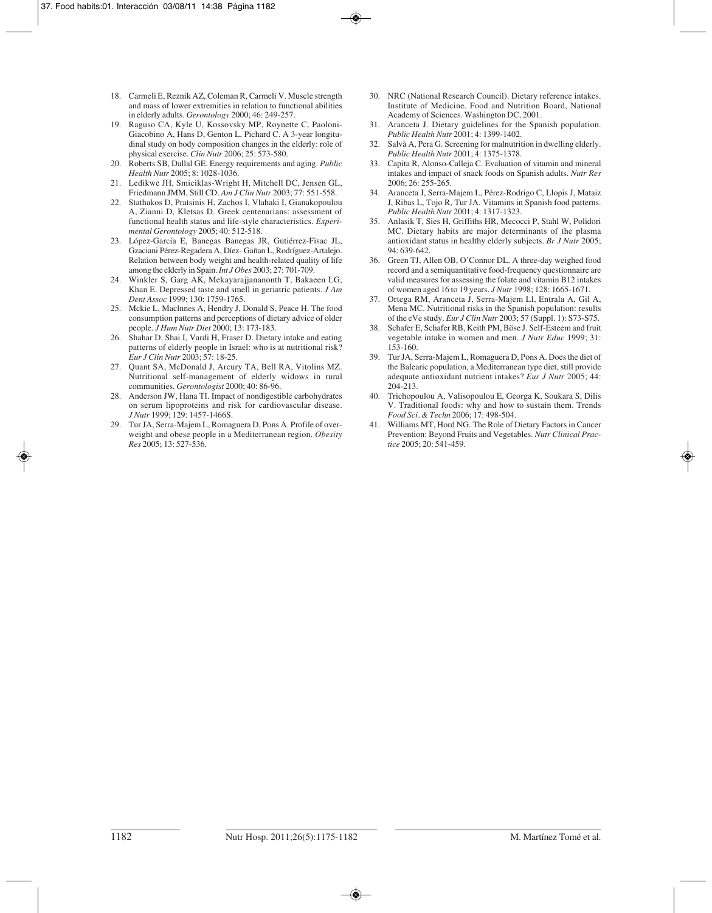18. Carmeli E, Reznik AZ, Coleman R, Carmeli V. Muscle strength and mass of lower extremities in relation to functional abilities in elderly adults. *Gerontology* 2000; 46: 249-257.
19. Raguso CA, Kyle U, Kossovsky MP, Roynette C, Paoloni-Giacobino A, Hans D, Genton L, Pichard C. A 3-year longitudinal study on body composition changes in the elderly: role of physical exercise. *Clin Nutr* 2006; 25: 573-580.
20. Roberts SB, Dallal GE. Energy requirements and aging. *Public Health Nutr* 2005; 8: 1028-1036.
21. Ledikwe JH, Smiciklas-Wright H, Mitchell DC, Jensen GL, Friedmann JMM, Still CD. *Am J Clin Nutr* 2003; 77: 551-558.
22. Stathakos D, Pratsinis H, Zachos I, Vlahaki I, Gianakopoulou A, Zianni D, Kletsas D. Greek centenarians: assessment of functional health status and life-style characteristics. *Experimental Gerontology* 2005; 40: 512-518.
23. López-García E, Banegas Banegas JR, Gutiérrez-Fisac JL, Gzaciani Pérez-Regadera A, Díez- Gañan L, Rodríguez-Artalejo. Relation between body weight and health-related quality of life among the elderly in Spain. *Int J Obes* 2003; 27: 701-709.
24. Winkler S, Garg AK, Mekayarajjananonth T, Bakaeen LG, Khan E. Depressed taste and smell in geriatric patients. *J Am Dent Assoc* 1999; 130: 1759-1765.
25. Mckie L, Maclnnes A, Hendry J, Donald S, Peace H. The food consumption patterns and perceptions of dietary advice of older people. *J Hum Nutr Diet* 2000; 13: 173-183.
26. Shahar D, Shai I, Vardi H, Fraser D. Dietary intake and eating patterns of elderly people in Israel: who is at nutritional risk? *Eur J Clin Nutr* 2003; 57: 18-25.
27. Quant SA, McDonald J, Arcury TA, Bell RA, Vitolins MZ. Nutritional self-management of elderly widows in rural communities. *Gerontologist* 2000; 40: 86-96.
28. Anderson JW, Hana TI. Impact of nondigestible carbohydrates on serum lipoproteins and risk for cardiovascular disease. *J Nutr* 1999; 129: 1457-1466S.
29. Tur JA, Serra-Majem L, Romaguera D, Pons A. Profile of overweight and obese people in a Mediterranean region. *Obesity Res* 2005; 13: 527-536.
30. NRC (National Research Council). Dietary reference intakes. Institute of Medicine. Food and Nutrition Board, National Academy of Sciences. Washington DC, 2001.
31. Aranceta J. Dietary guidelines for the Spanish population. *Public Health Nutr* 2001; 4: 1399-1402.
32. Salvà A, Pera G. Screening for malnutrition in dwelling elderly. *Public Health Nutr* 2001; 4: 1375-1378.
33. Capita R, Alonso-Calleja C. Evaluation of vitamin and mineral intakes and impact of snack foods on Spanish adults. *Nutr Res* 2006; 26: 255-265.
34. Aranceta J, Serra-Majem L, Pérez-Rodrigo C, Llopis J, Mataiz J, Ribas L, Tojo R, Tur JA. Vitamins in Spanish food patterns. *Public Health Nutr* 2001; 4: 1317-1323.
35. Anlasik T, Sies H, Griffiths HR, Mecocci P, Stahl W, Polidori MC. Dietary habits are major determinants of the plasma antioxidant status in healthy elderly subjects. *Br J Nutr* 2005; 94: 639-642.
36. Green TJ, Allen OB, O'Connor DL. A three-day weighed food record and a semiquantitative food-frequency questionnaire are valid measures for assessing the folate and vitamin B12 intakes of women aged 16 to 19 years. *J Nutr* 1998; 128: 1665-1671.
37. Ortega RM, Aranceta J, Serra-Majem Ll, Entrala A, Gil A, Mena MC. Nutritional risks in the Spanish population: results of the eVe study. *Eur J Clin Nutr* 2003; 57 (Suppl. 1): S73-S75.
38. Schafer E, Schafer RB, Keith PM, Böse J. Self-Esteem and fruit vegetable intake in women and men. *J Nutr Educ* 1999; 31: 153-160.
39. Tur JA, Serra-Majem L, Romaguera D, Pons A. Does the diet of the Balearic population, a Mediterranean type diet, still provide adequate antioxidant nutrient intakes? *Eur J Nutr* 2005; 44: 204-213.
40. Trichopoulou A, Valisopoulou E, Georga K, Soukara S, Dilis V. Traditional foods: why and how to sustain them. Trends *Food Sci. & Techn* 2006; 17: 498-504.
41. Williams MT, Hord NG. The Role of Dietary Factors in Cancer Prevention: Beyond Fruits and Vegetables. *Nutr Clinical Practice* 2005; 20: 541-459.